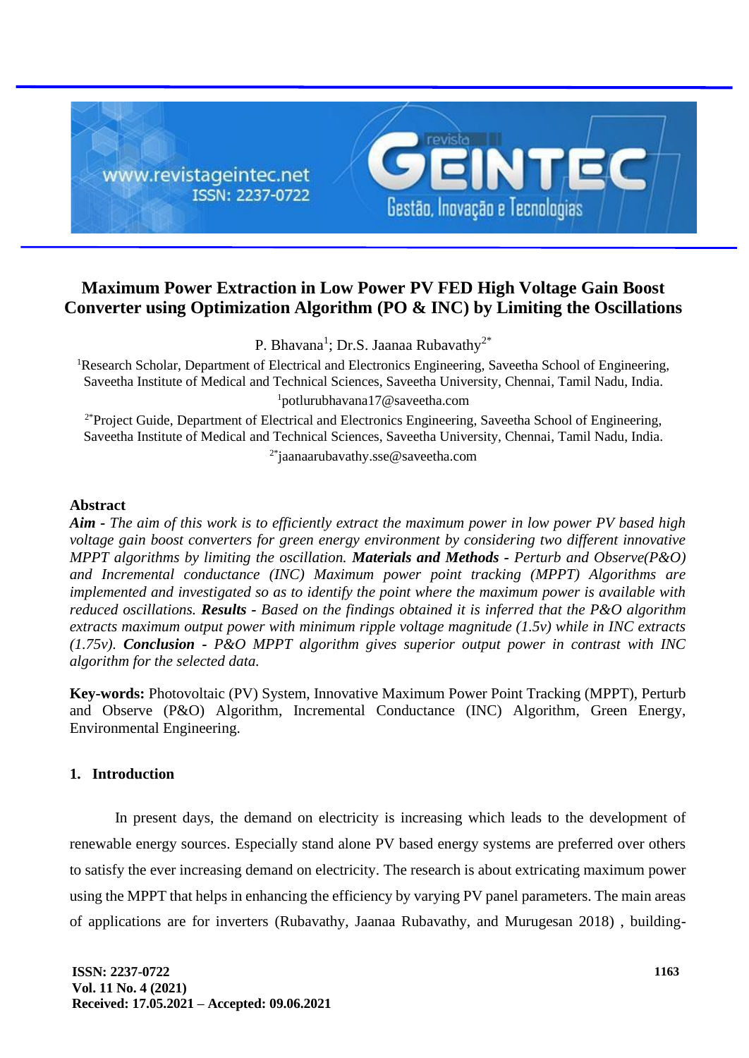# Maximum Power Extraction in Low Power PV FED High Voltage Gain Boost Converter using Optimization Algorithm (PO & INC) by Limiting the Oscillations

P. Bhavana[1]; Dr.S. Jaanaa Rubavathy[2*]

[1]Research Scholar, Department of Electrical and Electronics Engineering, Saveetha School of Engineering, Saveetha Institute of Medical and Technical Sciences, Saveetha University, Chennai, Tamil Nadu, India.
[1]potlurubhavana17@saveetha.com

[2*]Project Guide, Department of Electrical and Electronics Engineering, Saveetha School of Engineering, Saveetha Institute of Medical and Technical Sciences, Saveetha University, Chennai, Tamil Nadu, India.
[2*]jaanaarubavathy.sse@saveetha.com

## Abstract

***Aim*** *- The aim of this work is to efficiently extract the maximum power in low power PV based high voltage gain boost converters for green energy environment by considering two different innovative MPPT algorithms by limiting the oscillation.* ***Materials and Methods*** *- Perturb and Observe(P&O) and Incremental conductance (INC) Maximum power point tracking (MPPT) Algorithms are implemented and investigated so as to identify the point where the maximum power is available with reduced oscillations.* ***Results*** *- Based on the findings obtained it is inferred that the P&O algorithm extracts maximum output power with minimum ripple voltage magnitude (1.5v) while in INC extracts (1.75v).* ***Conclusion*** *- P&O MPPT algorithm gives superior output power in contrast with INC algorithm for the selected data.*

**Key-words:** Photovoltaic (PV) System, Innovative Maximum Power Point Tracking (MPPT), Perturb and Observe (P&O) Algorithm, Incremental Conductance (INC) Algorithm, Green Energy, Environmental Engineering.

## 1. Introduction

In present days, the demand on electricity is increasing which leads to the development of renewable energy sources. Especially stand alone PV based energy systems are preferred over others to satisfy the ever increasing demand on electricity. The research is about extricating maximum power using the MPPT that helps in enhancing the efficiency by varying PV panel parameters. The main areas of applications are for inverters (Rubavathy, Jaanaa Rubavathy, and Murugesan 2018) , building-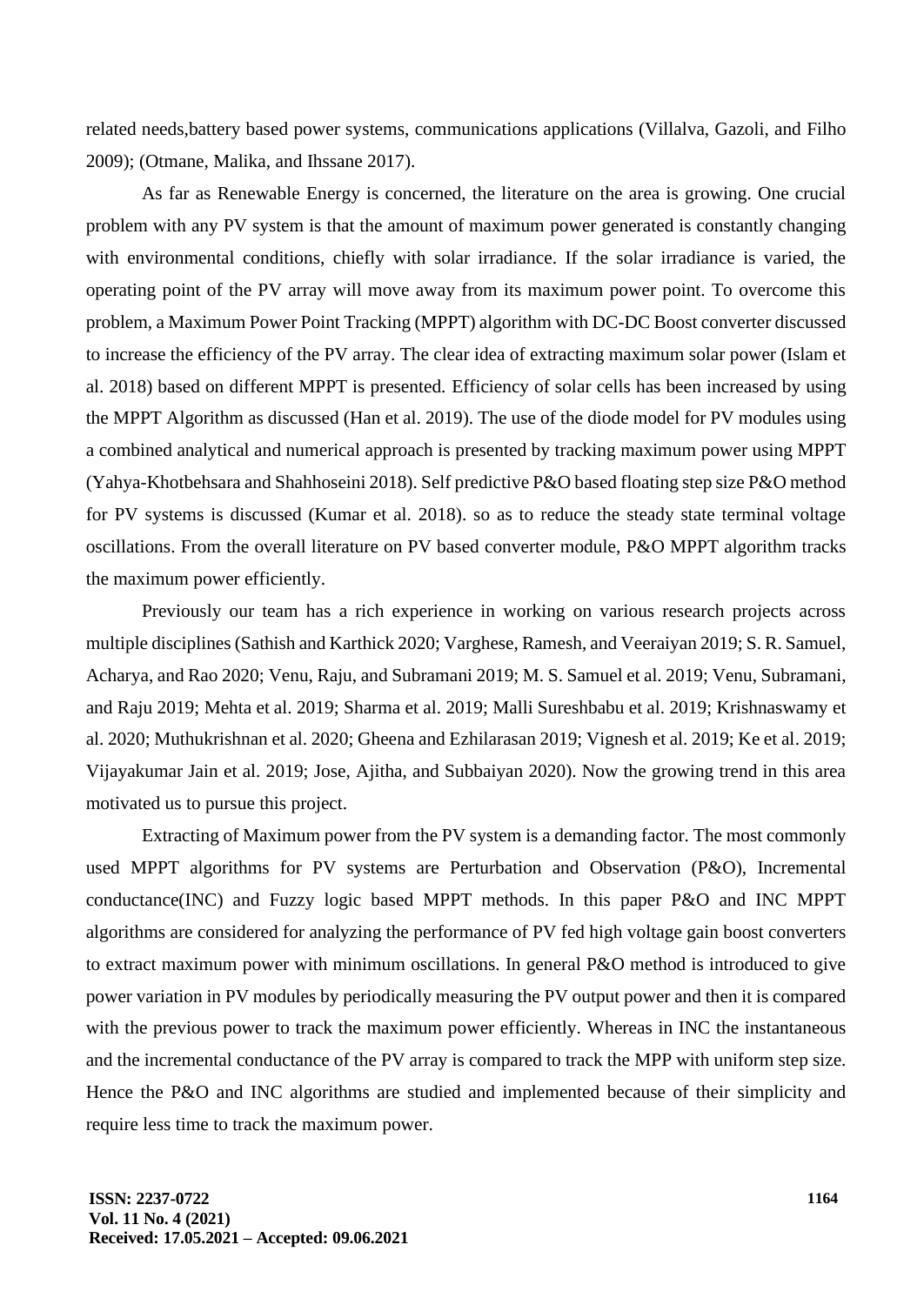related needs,battery based power systems, communications applications (Villalva, Gazoli, and Filho 2009); (Otmane, Malika, and Ihssane 2017).

As far as Renewable Energy is concerned, the literature on the area is growing. One crucial problem with any PV system is that the amount of maximum power generated is constantly changing with environmental conditions, chiefly with solar irradiance. If the solar irradiance is varied, the operating point of the PV array will move away from its maximum power point. To overcome this problem, a Maximum Power Point Tracking (MPPT) algorithm with DC-DC Boost converter discussed to increase the efficiency of the PV array. The clear idea of extracting maximum solar power (Islam et al. 2018) based on different MPPT is presented. Efficiency of solar cells has been increased by using the MPPT Algorithm as discussed (Han et al. 2019). The use of the diode model for PV modules using a combined analytical and numerical approach is presented by tracking maximum power using MPPT (Yahya-Khotbehsara and Shahhoseini 2018). Self predictive P&O based floating step size P&O method for PV systems is discussed (Kumar et al. 2018). so as to reduce the steady state terminal voltage oscillations. From the overall literature on PV based converter module, P&O MPPT algorithm tracks the maximum power efficiently.

Previously our team has a rich experience in working on various research projects across multiple disciplines (Sathish and Karthick 2020; Varghese, Ramesh, and Veeraiyan 2019; S. R. Samuel, Acharya, and Rao 2020; Venu, Raju, and Subramani 2019; M. S. Samuel et al. 2019; Venu, Subramani, and Raju 2019; Mehta et al. 2019; Sharma et al. 2019; Malli Sureshbabu et al. 2019; Krishnaswamy et al. 2020; Muthukrishnan et al. 2020; Gheena and Ezhilarasan 2019; Vignesh et al. 2019; Ke et al. 2019; Vijayakumar Jain et al. 2019; Jose, Ajitha, and Subbaiyan 2020). Now the growing trend in this area motivated us to pursue this project.

Extracting of Maximum power from the PV system is a demanding factor. The most commonly used MPPT algorithms for PV systems are Perturbation and Observation (P&O), Incremental conductance(INC) and Fuzzy logic based MPPT methods. In this paper P&O and INC MPPT algorithms are considered for analyzing the performance of PV fed high voltage gain boost converters to extract maximum power with minimum oscillations. In general P&O method is introduced to give power variation in PV modules by periodically measuring the PV output power and then it is compared with the previous power to track the maximum power efficiently. Whereas in INC the instantaneous and the incremental conductance of the PV array is compared to track the MPP with uniform step size. Hence the P&O and INC algorithms are studied and implemented because of their simplicity and require less time to track the maximum power.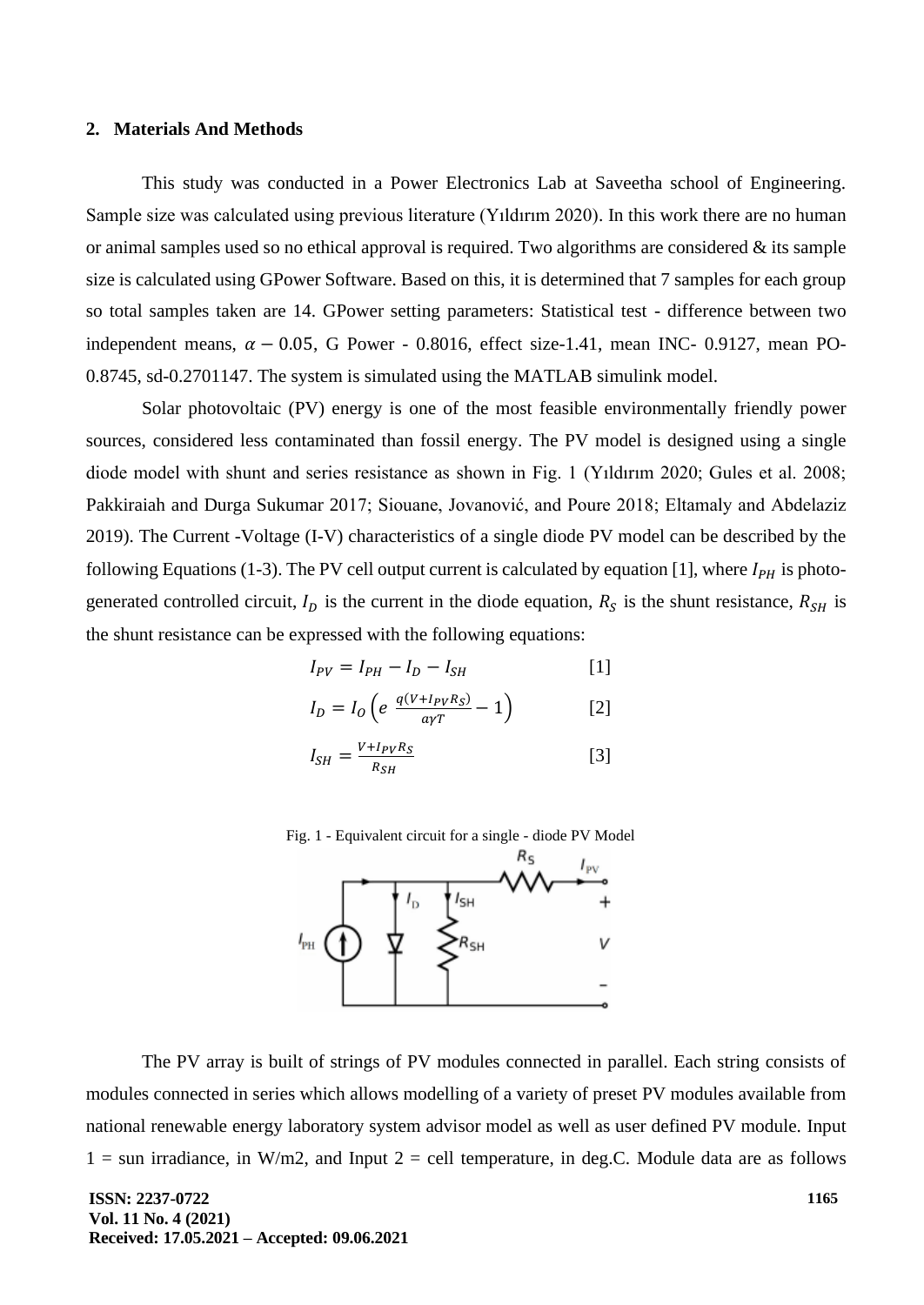## 2. Materials And Methods

This study was conducted in a Power Electronics Lab at Saveetha school of Engineering. Sample size was calculated using previous literature (Yıldırım 2020). In this work there are no human or animal samples used so no ethical approval is required. Two algorithms are considered & its sample size is calculated using GPower Software. Based on this, it is determined that 7 samples for each group so total samples taken are 14. GPower setting parameters: Statistical test - difference between two independent means, $\alpha - 0.05$, G Power - 0.8016, effect size-1.41, mean INC- 0.9127, mean PO-0.8745, sd-0.2701147. The system is simulated using the MATLAB simulink model.

Solar photovoltaic (PV) energy is one of the most feasible environmentally friendly power sources, considered less contaminated than fossil energy. The PV model is designed using a single diode model with shunt and series resistance as shown in Fig. 1 (Yıldırım 2020; Gules et al. 2008; Pakkiraiah and Durga Sukumar 2017; Siouane, Jovanović, and Poure 2018; Eltamaly and Abdelaziz 2019). The Current -Voltage (I-V) characteristics of a single diode PV model can be described by the following Equations (1-3). The PV cell output current is calculated by equation [1], where $I_{PH}$ is photo-generated controlled circuit, $I_D$ is the current in the diode equation, $R_S$ is the shunt resistance, $R_{SH}$ is the shunt resistance can be expressed with the following equations:

$$I_{PV} = I_{PH} - I_D - I_{SH} \qquad [1]$$

$$I_D = I_O \left( e^{\frac{q(V + I_{PV} R_S)}{a \gamma T}} - 1 \right) \qquad [2]$$

$$I_{SH} = \frac{V + I_{PV} R_S}{R_{SH}} \qquad [3]$$

Fig. 1 - Equivalent circuit for a single - diode PV Model

The PV array is built of strings of PV modules connected in parallel. Each string consists of modules connected in series which allows modelling of a variety of preset PV modules available from national renewable energy laboratory system advisor model as well as user defined PV module. Input 1 = sun irradiance, in W/m2, and Input 2 = cell temperature, in deg.C. Module data are as follows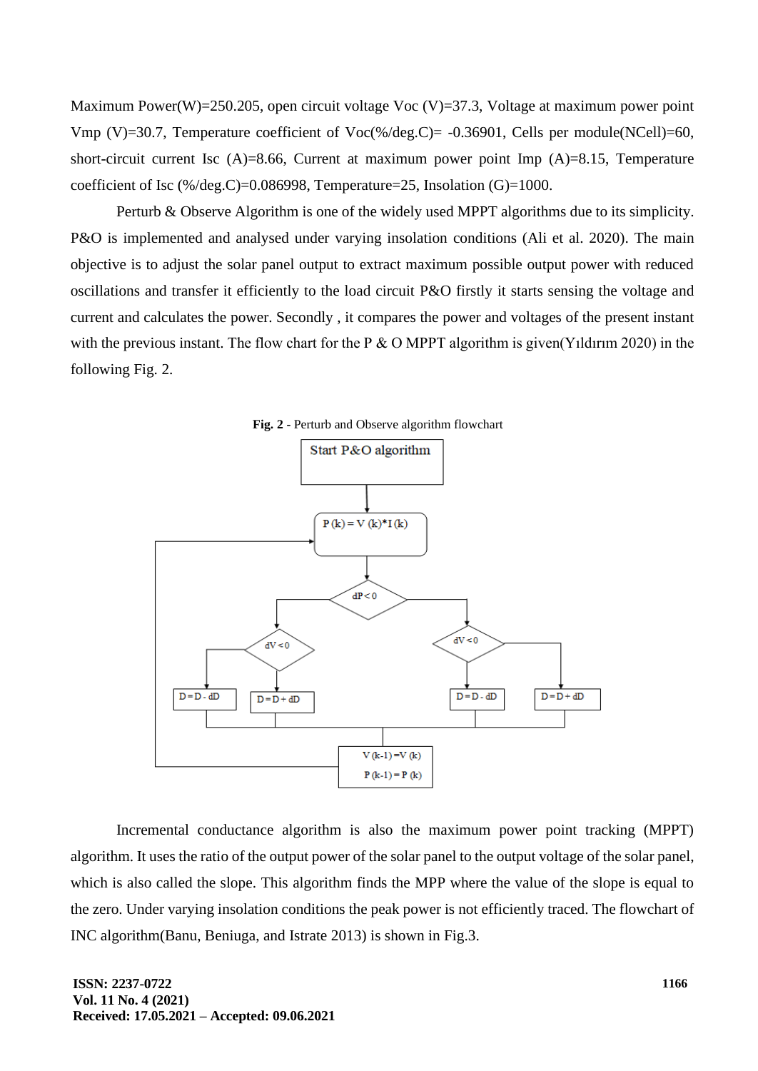Maximum Power(W)=250.205, open circuit voltage Voc (V)=37.3, Voltage at maximum power point Vmp (V)=30.7, Temperature coefficient of Voc(%/deg.C)= -0.36901, Cells per module(NCell)=60, short-circuit current Isc (A)=8.66, Current at maximum power point Imp (A)=8.15, Temperature coefficient of Isc (%/deg.C)=0.086998, Temperature=25, Insolation (G)=1000.

Perturb & Observe Algorithm is one of the widely used MPPT algorithms due to its simplicity. P&O is implemented and analysed under varying insolation conditions (Ali et al. 2020). The main objective is to adjust the solar panel output to extract maximum possible output power with reduced oscillations and transfer it efficiently to the load circuit P&O firstly it starts sensing the voltage and current and calculates the power. Secondly , it compares the power and voltages of the present instant with the previous instant. The flow chart for the P & O MPPT algorithm is given(Yıldırım 2020) in the following Fig. 2.

**Fig. 2 -** Perturb and Observe algorithm flowchart

Start P&O algorithm

P (k) = V (k)*I (k)

dP < 0

dV < 0

dV < 0

D = D - dD

D = D + dD

D = D - dD

D = D + dD

V (k-1) =V (k)

P (k-1) = P (k)

Incremental conductance algorithm is also the maximum power point tracking (MPPT) algorithm. It uses the ratio of the output power of the solar panel to the output voltage of the solar panel, which is also called the slope. This algorithm finds the MPP where the value of the slope is equal to the zero. Under varying insolation conditions the peak power is not efficiently traced. The flowchart of INC algorithm(Banu, Beniuga, and Istrate 2013) is shown in Fig.3.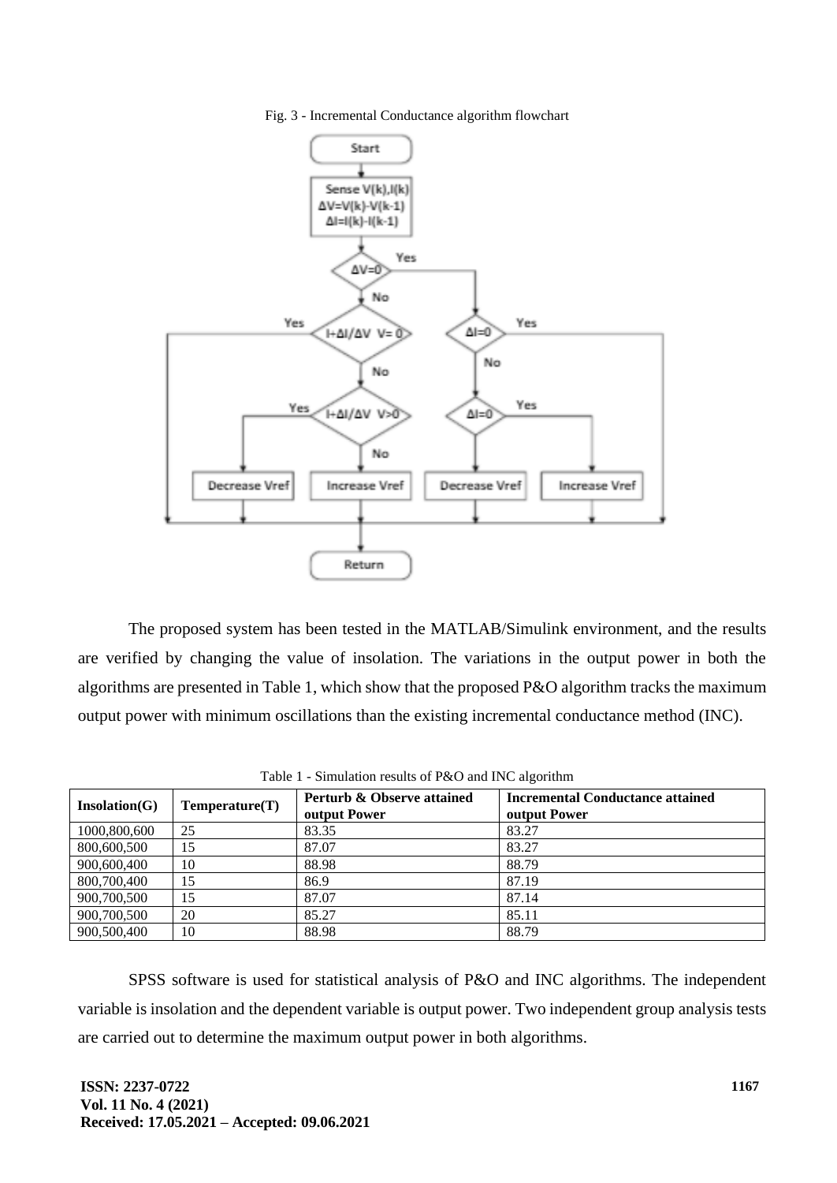Fig. 3 - Incremental Conductance algorithm flowchart

The proposed system has been tested in the MATLAB/Simulink environment, and the results are verified by changing the value of insolation. The variations in the output power in both the algorithms are presented in Table 1, which show that the proposed P&O algorithm tracks the maximum output power with minimum oscillations than the existing incremental conductance method (INC).

Table 1 - Simulation results of P&O and INC algorithm

| Insolation(G) | Temperature(T) | Perturb & Observe attained output Power | Incremental Conductance attained output Power |
| --- | --- | --- | --- |
| 1000,800,600 | 25 | 83.35 | 83.27 |
| 800,600,500 | 15 | 87.07 | 83.27 |
| 900,600,400 | 10 | 88.98 | 88.79 |
| 800,700,400 | 15 | 86.9 | 87.19 |
| 900,700,500 | 15 | 87.07 | 87.14 |
| 900,700,500 | 20 | 85.27 | 85.11 |
| 900,500,400 | 10 | 88.98 | 88.79 |

SPSS software is used for statistical analysis of P&O and INC algorithms. The independent variable is insolation and the dependent variable is output power. Two independent group analysis tests are carried out to determine the maximum output power in both algorithms.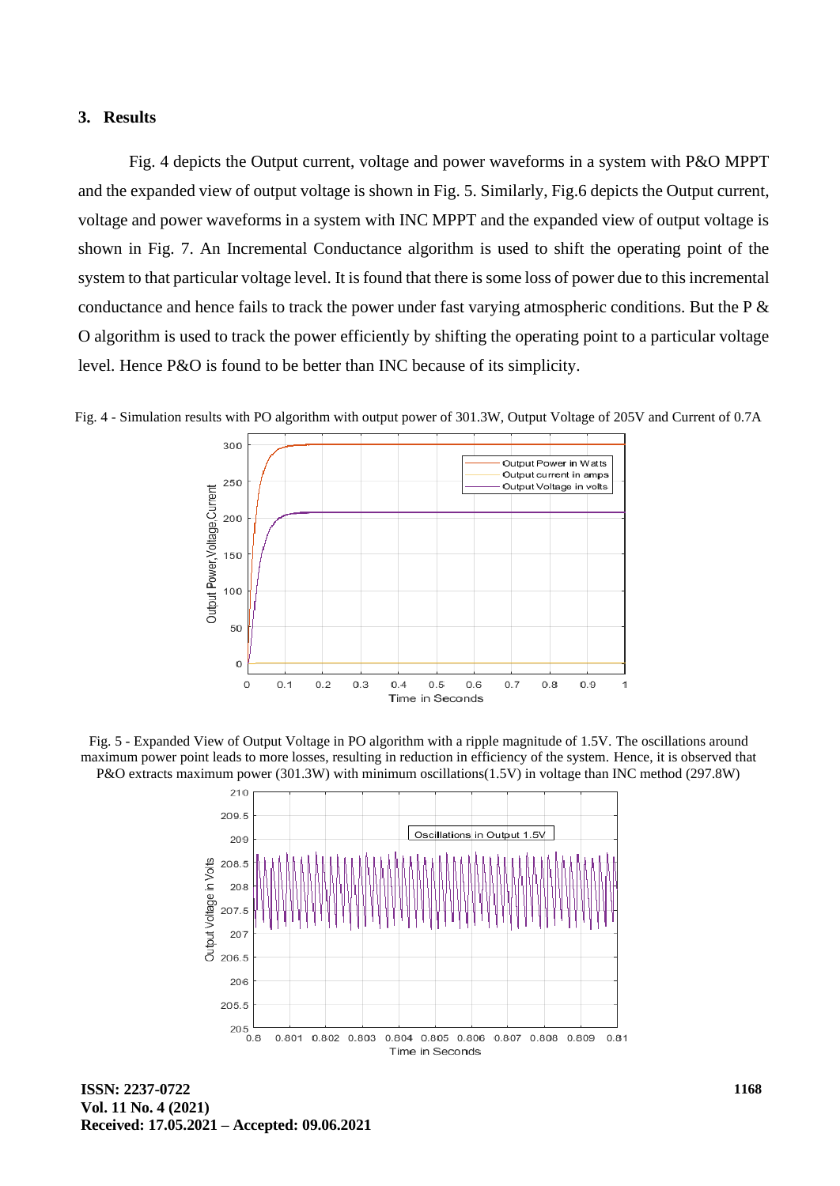## 3. Results

Fig. 4 depicts the Output current, voltage and power waveforms in a system with P&O MPPT and the expanded view of output voltage is shown in Fig. 5. Similarly, Fig.6 depicts the Output current, voltage and power waveforms in a system with INC MPPT and the expanded view of output voltage is shown in Fig. 7. An Incremental Conductance algorithm is used to shift the operating point of the system to that particular voltage level. It is found that there is some loss of power due to this incremental conductance and hence fails to track the power under fast varying atmospheric conditions. But the P & O algorithm is used to track the power efficiently by shifting the operating point to a particular voltage level. Hence P&O is found to be better than INC because of its simplicity.

Fig. 4 - Simulation results with PO algorithm with output power of 301.3W, Output Voltage of 205V and Current of 0.7A

Fig. 5 - Expanded View of Output Voltage in PO algorithm with a ripple magnitude of 1.5V. The oscillations around maximum power point leads to more losses, resulting in reduction in efficiency of the system. Hence, it is observed that P&O extracts maximum power (301.3W) with minimum oscillations(1.5V) in voltage than INC method (297.8W)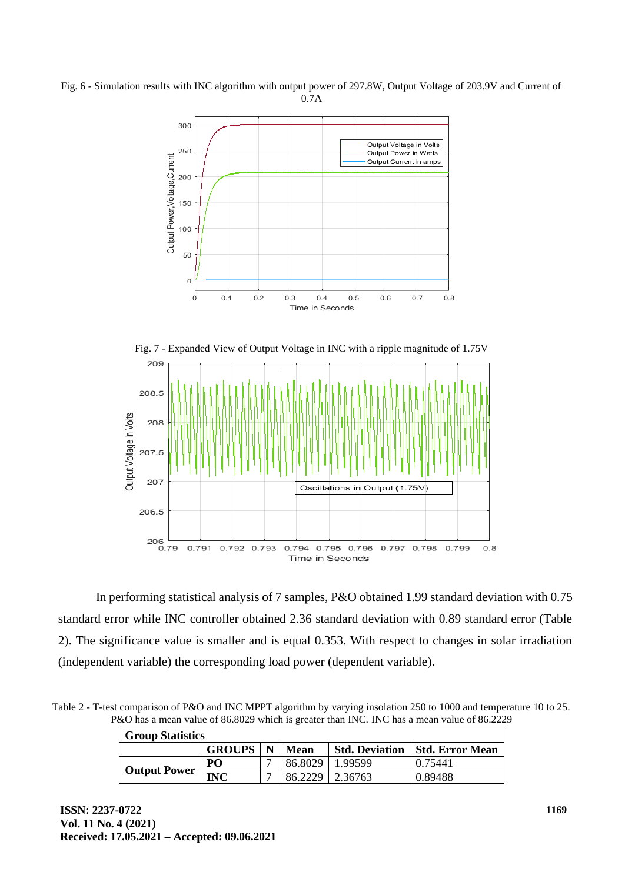Fig. 6 - Simulation results with INC algorithm with output power of 297.8W, Output Voltage of 203.9V and Current of 0.7A

Fig. 7 - Expanded View of Output Voltage in INC with a ripple magnitude of 1.75V

In performing statistical analysis of 7 samples, P&O obtained 1.99 standard deviation with 0.75 standard error while INC controller obtained 2.36 standard deviation with 0.89 standard error (Table 2). The significance value is smaller and is equal 0.353. With respect to changes in solar irradiation (independent variable) the corresponding load power (dependent variable).

Table 2 - T-test comparison of P&O and INC MPPT algorithm by varying insolation 250 to 1000 and temperature 10 to 25. P&O has a mean value of 86.8029 which is greater than INC. INC has a mean value of 86.2229

| Group Statistics | | | | | |
|---|---|---|---|---|---|
| | **GROUPS** | **N** | **Mean** | **Std. Deviation** | **Std. Error Mean** |
| **Output Power** | **PO** | 7 | 86.8029 | 1.99599 | 0.75441 |
| | **INC** | 7 | 86.2229 | 2.36763 | 0.89488 |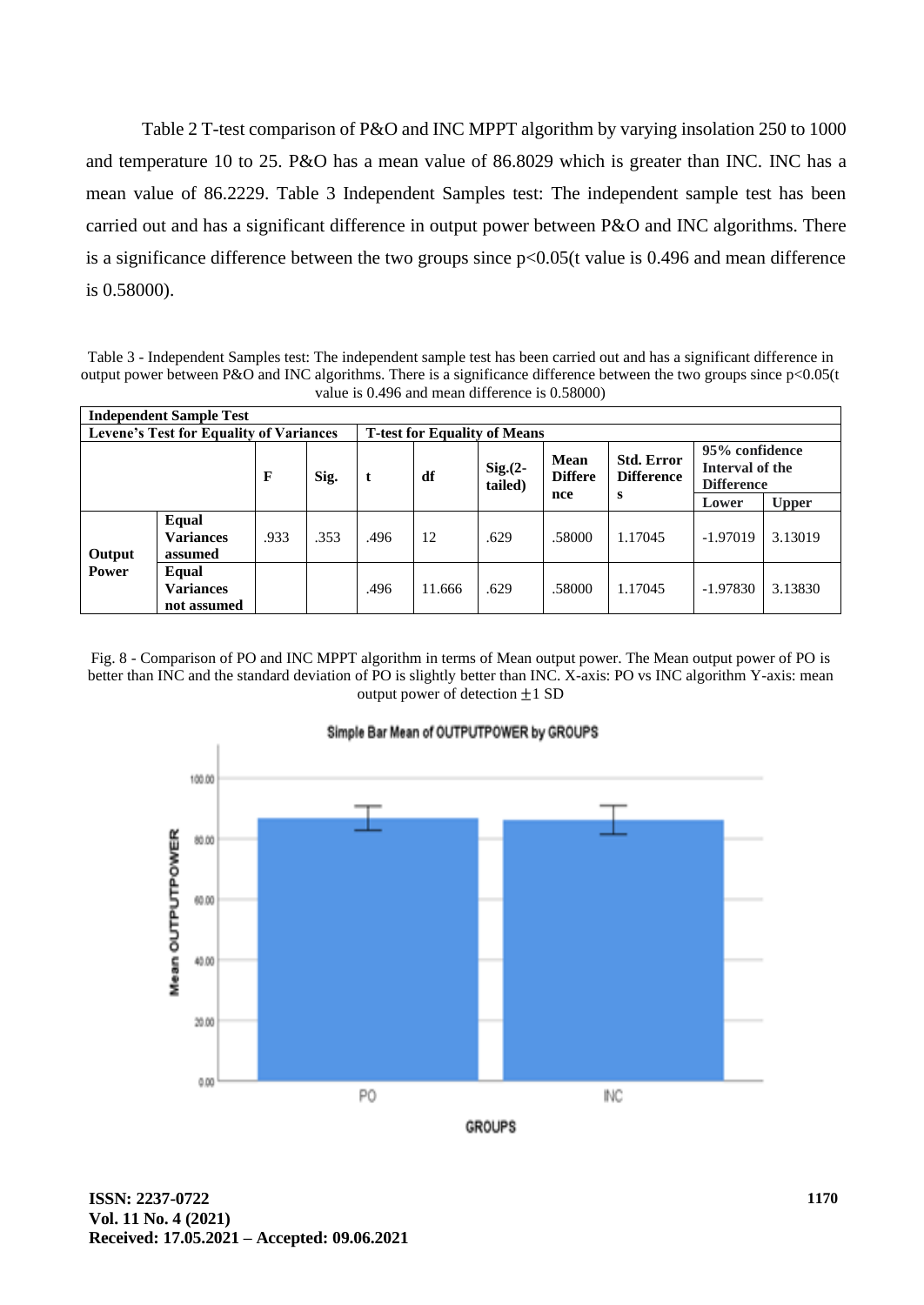Table 2 T-test comparison of P&O and INC MPPT algorithm by varying insolation 250 to 1000 and temperature 10 to 25. P&O has a mean value of 86.8029 which is greater than INC. INC has a mean value of 86.2229. Table 3 Independent Samples test: The independent sample test has been carried out and has a significant difference in output power between P&O and INC algorithms. There is a significance difference between the two groups since $p<0.05$(t value is 0.496 and mean difference is 0.58000).

Table 3 - Independent Samples test: The independent sample test has been carried out and has a significant difference in output power between P&O and INC algorithms. There is a significance difference between the two groups since $p<0.05$(t value is 0.496 and mean difference is 0.58000)

| **Independent Sample Test** | | | | | | | | | | |
|---|---|---|---|---|---|---|---|---|---|---|
| **Levene's Test for Equality of Variances** | | | | **T-test for Equality of Means** | | | | | | |
| | | **F** | **Sig.** | **t** | **df** | **Sig.(2-tailed)** | **Mean Difference** | **Std. Error Differences** | **95% confidence Interval of the Difference** | |
| | | | | | | | | | **Lower** | **Upper** |
| **Output Power** | **Equal Variances assumed** | .933 | .353 | .496 | 12 | .629 | .58000 | 1.17045 | -1.97019 | 3.13019 |
| | **Equal Variances not assumed** | | | .496 | 11.666 | .629 | .58000 | 1.17045 | -1.97830 | 3.13830 |

Fig. 8 - Comparison of PO and INC MPPT algorithm in terms of Mean output power. The Mean output power of PO is better than INC and the standard deviation of PO is slightly better than INC. X-axis: PO vs INC algorithm Y-axis: mean output power of detection $\pm 1$ SD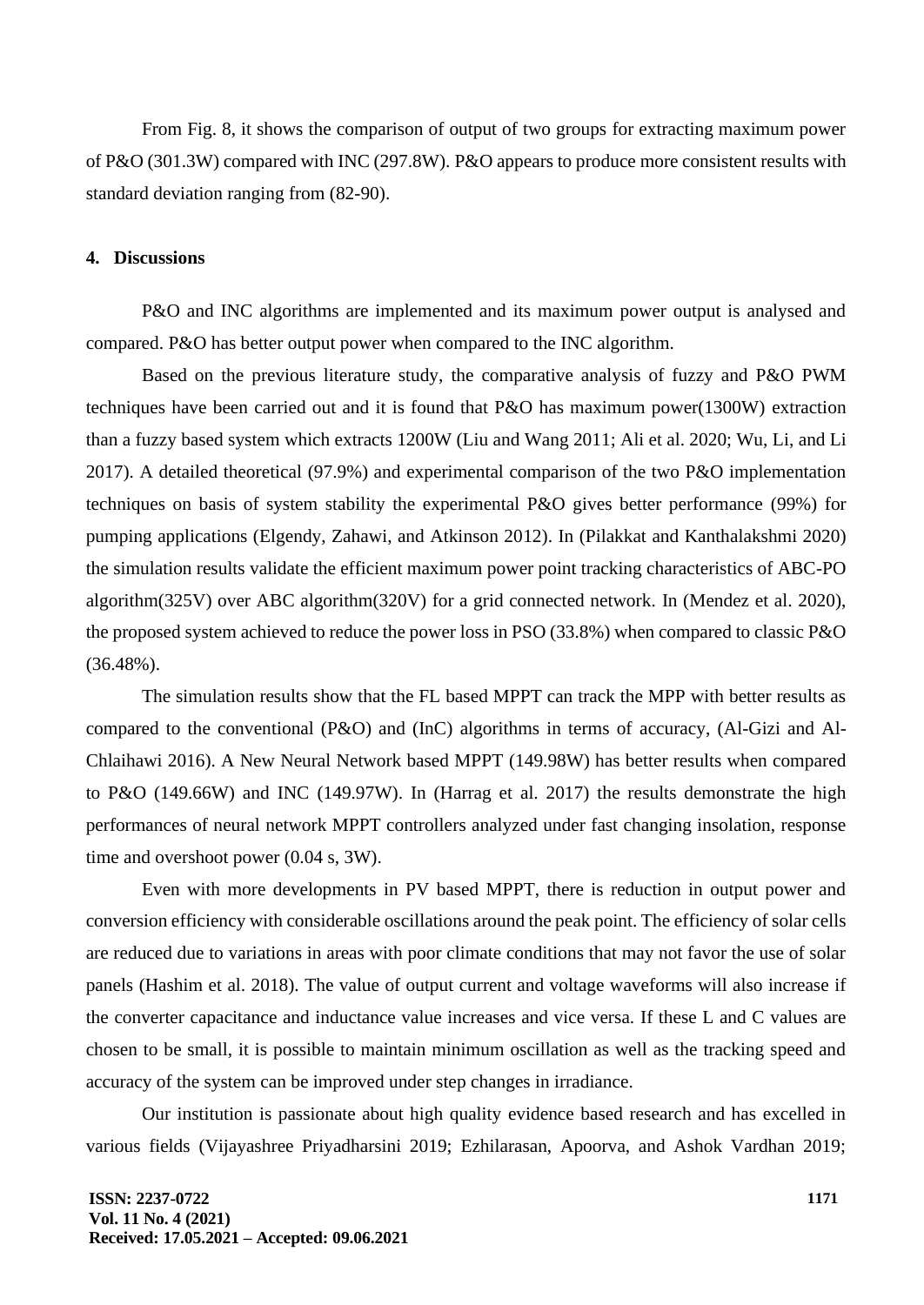From Fig. 8, it shows the comparison of output of two groups for extracting maximum power of P&O (301.3W) compared with INC (297.8W). P&O appears to produce more consistent results with standard deviation ranging from (82-90).

## 4. Discussions

P&O and INC algorithms are implemented and its maximum power output is analysed and compared. P&O has better output power when compared to the INC algorithm.

Based on the previous literature study, the comparative analysis of fuzzy and P&O PWM techniques have been carried out and it is found that P&O has maximum power(1300W) extraction than a fuzzy based system which extracts 1200W (Liu and Wang 2011; Ali et al. 2020; Wu, Li, and Li 2017). A detailed theoretical (97.9%) and experimental comparison of the two P&O implementation techniques on basis of system stability the experimental P&O gives better performance (99%) for pumping applications (Elgendy, Zahawi, and Atkinson 2012). In (Pilakkat and Kanthalakshmi 2020) the simulation results validate the efficient maximum power point tracking characteristics of ABC-PO algorithm(325V) over ABC algorithm(320V) for a grid connected network. In (Mendez et al. 2020), the proposed system achieved to reduce the power loss in PSO (33.8%) when compared to classic P&O (36.48%).

The simulation results show that the FL based MPPT can track the MPP with better results as compared to the conventional (P&O) and (InC) algorithms in terms of accuracy, (Al-Gizi and Al-Chlaihawi 2016). A New Neural Network based MPPT (149.98W) has better results when compared to P&O (149.66W) and INC (149.97W). In (Harrag et al. 2017) the results demonstrate the high performances of neural network MPPT controllers analyzed under fast changing insolation, response time and overshoot power (0.04 s, 3W).

Even with more developments in PV based MPPT, there is reduction in output power and conversion efficiency with considerable oscillations around the peak point. The efficiency of solar cells are reduced due to variations in areas with poor climate conditions that may not favor the use of solar panels (Hashim et al. 2018). The value of output current and voltage waveforms will also increase if the converter capacitance and inductance value increases and vice versa. If these L and C values are chosen to be small, it is possible to maintain minimum oscillation as well as the tracking speed and accuracy of the system can be improved under step changes in irradiance.

Our institution is passionate about high quality evidence based research and has excelled in various fields (Vijayashree Priyadharsini 2019; Ezhilarasan, Apoorva, and Ashok Vardhan 2019;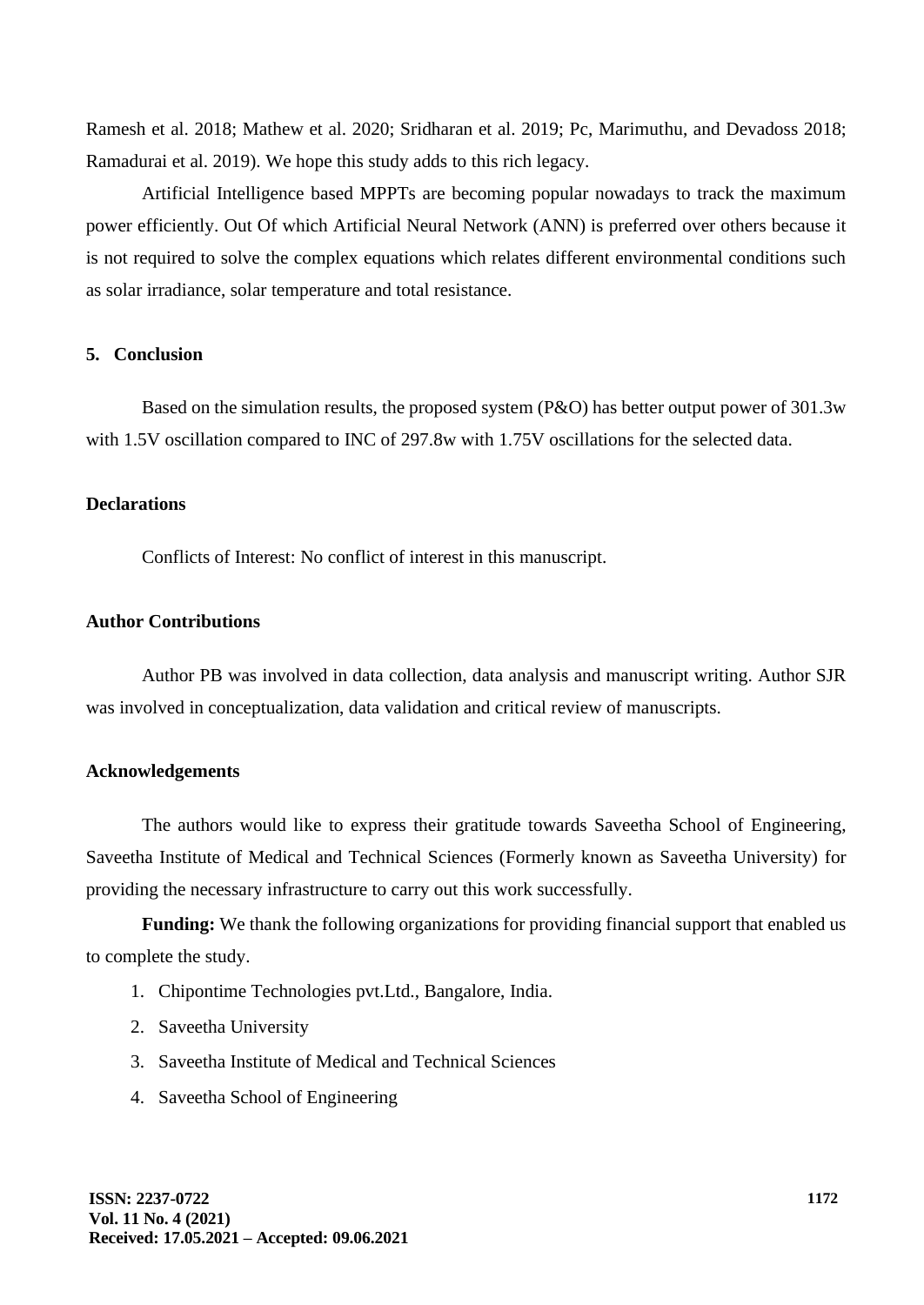Ramesh et al. 2018; Mathew et al. 2020; Sridharan et al. 2019; Pc, Marimuthu, and Devadoss 2018; Ramadurai et al. 2019). We hope this study adds to this rich legacy.

Artificial Intelligence based MPPTs are becoming popular nowadays to track the maximum power efficiently. Out Of which Artificial Neural Network (ANN) is preferred over others because it is not required to solve the complex equations which relates different environmental conditions such as solar irradiance, solar temperature and total resistance.

## 5. Conclusion

Based on the simulation results, the proposed system (P&O) has better output power of 301.3w with 1.5V oscillation compared to INC of 297.8w with 1.75V oscillations for the selected data.

## Declarations

Conflicts of Interest: No conflict of interest in this manuscript.

## Author Contributions

Author PB was involved in data collection, data analysis and manuscript writing. Author SJR was involved in conceptualization, data validation and critical review of manuscripts.

## Acknowledgements

The authors would like to express their gratitude towards Saveetha School of Engineering, Saveetha Institute of Medical and Technical Sciences (Formerly known as Saveetha University) for providing the necessary infrastructure to carry out this work successfully.

**Funding:** We thank the following organizations for providing financial support that enabled us to complete the study.

1. Chipontime Technologies pvt.Ltd., Bangalore, India.
2. Saveetha University
3. Saveetha Institute of Medical and Technical Sciences
4. Saveetha School of Engineering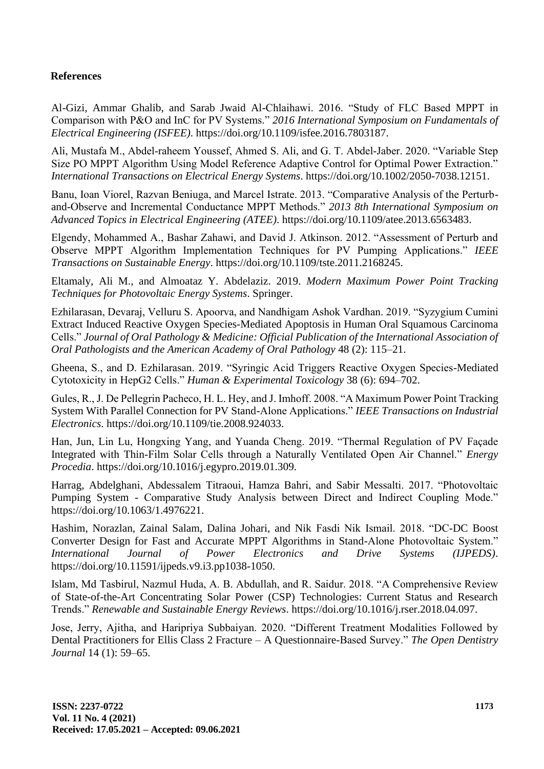## References

Al-Gizi, Ammar Ghalib, and Sarab Jwaid Al-Chlaihawi. 2016. "Study of FLC Based MPPT in Comparison with P&O and InC for PV Systems." *2016 International Symposium on Fundamentals of Electrical Engineering (ISFEE)*. https://doi.org/10.1109/isfee.2016.7803187.

Ali, Mustafa M., Abdel-raheem Youssef, Ahmed S. Ali, and G. T. Abdel-Jaber. 2020. "Variable Step Size PO MPPT Algorithm Using Model Reference Adaptive Control for Optimal Power Extraction." *International Transactions on Electrical Energy Systems*. https://doi.org/10.1002/2050-7038.12151.

Banu, Ioan Viorel, Razvan Beniuga, and Marcel Istrate. 2013. "Comparative Analysis of the Perturb-and-Observe and Incremental Conductance MPPT Methods." *2013 8th International Symposium on Advanced Topics in Electrical Engineering (ATEE)*. https://doi.org/10.1109/atee.2013.6563483.

Elgendy, Mohammed A., Bashar Zahawi, and David J. Atkinson. 2012. "Assessment of Perturb and Observe MPPT Algorithm Implementation Techniques for PV Pumping Applications." *IEEE Transactions on Sustainable Energy*. https://doi.org/10.1109/tste.2011.2168245.

Eltamaly, Ali M., and Almoataz Y. Abdelaziz. 2019. *Modern Maximum Power Point Tracking Techniques for Photovoltaic Energy Systems*. Springer.

Ezhilarasan, Devaraj, Velluru S. Apoorva, and Nandhigam Ashok Vardhan. 2019. "Syzygium Cumini Extract Induced Reactive Oxygen Species-Mediated Apoptosis in Human Oral Squamous Carcinoma Cells." *Journal of Oral Pathology & Medicine: Official Publication of the International Association of Oral Pathologists and the American Academy of Oral Pathology* 48 (2): 115–21.

Gheena, S., and D. Ezhilarasan. 2019. "Syringic Acid Triggers Reactive Oxygen Species-Mediated Cytotoxicity in HepG2 Cells." *Human & Experimental Toxicology* 38 (6): 694–702.

Gules, R., J. De Pellegrin Pacheco, H. L. Hey, and J. Imhoff. 2008. "A Maximum Power Point Tracking System With Parallel Connection for PV Stand-Alone Applications." *IEEE Transactions on Industrial Electronics*. https://doi.org/10.1109/tie.2008.924033.

Han, Jun, Lin Lu, Hongxing Yang, and Yuanda Cheng. 2019. "Thermal Regulation of PV Façade Integrated with Thin-Film Solar Cells through a Naturally Ventilated Open Air Channel." *Energy Procedia*. https://doi.org/10.1016/j.egypro.2019.01.309.

Harrag, Abdelghani, Abdessalem Titraoui, Hamza Bahri, and Sabir Messalti. 2017. "Photovoltaic Pumping System - Comparative Study Analysis between Direct and Indirect Coupling Mode." https://doi.org/10.1063/1.4976221.

Hashim, Norazlan, Zainal Salam, Dalina Johari, and Nik Fasdi Nik Ismail. 2018. "DC-DC Boost Converter Design for Fast and Accurate MPPT Algorithms in Stand-Alone Photovoltaic System." *International Journal of Power Electronics and Drive Systems (IJPEDS)*. https://doi.org/10.11591/ijpeds.v9.i3.pp1038-1050.

Islam, Md Tasbirul, Nazmul Huda, A. B. Abdullah, and R. Saidur. 2018. "A Comprehensive Review of State-of-the-Art Concentrating Solar Power (CSP) Technologies: Current Status and Research Trends." *Renewable and Sustainable Energy Reviews*. https://doi.org/10.1016/j.rser.2018.04.097.

Jose, Jerry, Ajitha, and Haripriya Subbaiyan. 2020. "Different Treatment Modalities Followed by Dental Practitioners for Ellis Class 2 Fracture – A Questionnaire-Based Survey." *The Open Dentistry Journal* 14 (1): 59–65.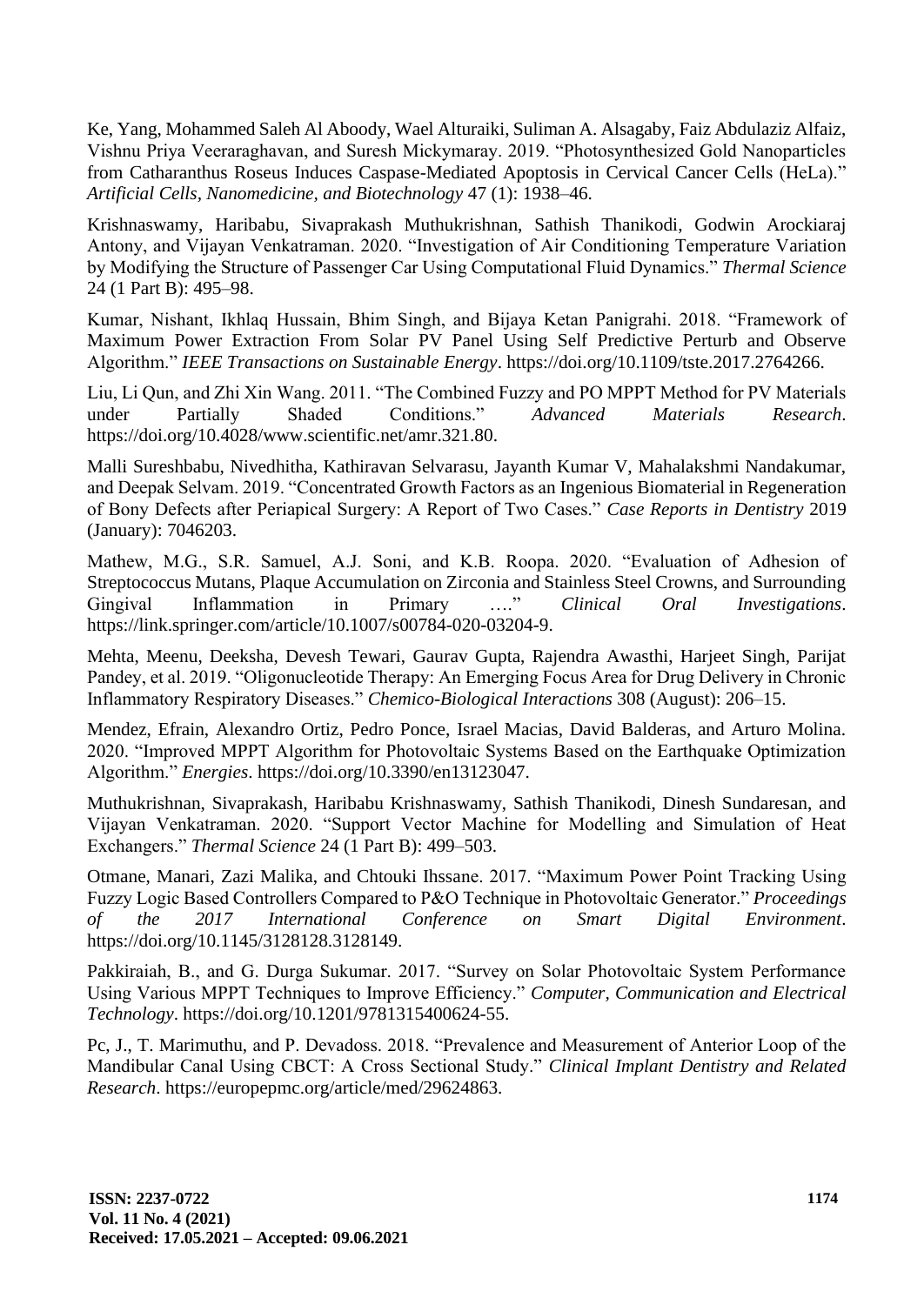Ke, Yang, Mohammed Saleh Al Aboody, Wael Alturaiki, Suliman A. Alsagaby, Faiz Abdulaziz Alfaiz, Vishnu Priya Veeraraghavan, and Suresh Mickymaray. 2019. "Photosynthesized Gold Nanoparticles from Catharanthus Roseus Induces Caspase-Mediated Apoptosis in Cervical Cancer Cells (HeLa)." *Artificial Cells, Nanomedicine, and Biotechnology* 47 (1): 1938–46.

Krishnaswamy, Haribabu, Sivaprakash Muthukrishnan, Sathish Thanikodi, Godwin Arockiaraj Antony, and Vijayan Venkatraman. 2020. "Investigation of Air Conditioning Temperature Variation by Modifying the Structure of Passenger Car Using Computational Fluid Dynamics." *Thermal Science* 24 (1 Part B): 495–98.

Kumar, Nishant, Ikhlaq Hussain, Bhim Singh, and Bijaya Ketan Panigrahi. 2018. "Framework of Maximum Power Extraction From Solar PV Panel Using Self Predictive Perturb and Observe Algorithm." *IEEE Transactions on Sustainable Energy*. https://doi.org/10.1109/tste.2017.2764266.

Liu, Li Qun, and Zhi Xin Wang. 2011. "The Combined Fuzzy and PO MPPT Method for PV Materials under Partially Shaded Conditions." *Advanced Materials Research*. https://doi.org/10.4028/www.scientific.net/amr.321.80.

Malli Sureshbabu, Nivedhitha, Kathiravan Selvarasu, Jayanth Kumar V, Mahalakshmi Nandakumar, and Deepak Selvam. 2019. "Concentrated Growth Factors as an Ingenious Biomaterial in Regeneration of Bony Defects after Periapical Surgery: A Report of Two Cases." *Case Reports in Dentistry* 2019 (January): 7046203.

Mathew, M.G., S.R. Samuel, A.J. Soni, and K.B. Roopa. 2020. "Evaluation of Adhesion of Streptococcus Mutans, Plaque Accumulation on Zirconia and Stainless Steel Crowns, and Surrounding Gingival Inflammation in Primary …." *Clinical Oral Investigations*. https://link.springer.com/article/10.1007/s00784-020-03204-9.

Mehta, Meenu, Deeksha, Devesh Tewari, Gaurav Gupta, Rajendra Awasthi, Harjeet Singh, Parijat Pandey, et al. 2019. "Oligonucleotide Therapy: An Emerging Focus Area for Drug Delivery in Chronic Inflammatory Respiratory Diseases." *Chemico-Biological Interactions* 308 (August): 206–15.

Mendez, Efrain, Alexandro Ortiz, Pedro Ponce, Israel Macias, David Balderas, and Arturo Molina. 2020. "Improved MPPT Algorithm for Photovoltaic Systems Based on the Earthquake Optimization Algorithm." *Energies*. https://doi.org/10.3390/en13123047.

Muthukrishnan, Sivaprakash, Haribabu Krishnaswamy, Sathish Thanikodi, Dinesh Sundaresan, and Vijayan Venkatraman. 2020. "Support Vector Machine for Modelling and Simulation of Heat Exchangers." *Thermal Science* 24 (1 Part B): 499–503.

Otmane, Manari, Zazi Malika, and Chtouki Ihssane. 2017. "Maximum Power Point Tracking Using Fuzzy Logic Based Controllers Compared to P&O Technique in Photovoltaic Generator." *Proceedings of the 2017 International Conference on Smart Digital Environment*. https://doi.org/10.1145/3128128.3128149.

Pakkiraiah, B., and G. Durga Sukumar. 2017. "Survey on Solar Photovoltaic System Performance Using Various MPPT Techniques to Improve Efficiency." *Computer, Communication and Electrical Technology*. https://doi.org/10.1201/9781315400624-55.

Pc, J., T. Marimuthu, and P. Devadoss. 2018. "Prevalence and Measurement of Anterior Loop of the Mandibular Canal Using CBCT: A Cross Sectional Study." *Clinical Implant Dentistry and Related Research*. https://europepmc.org/article/med/29624863.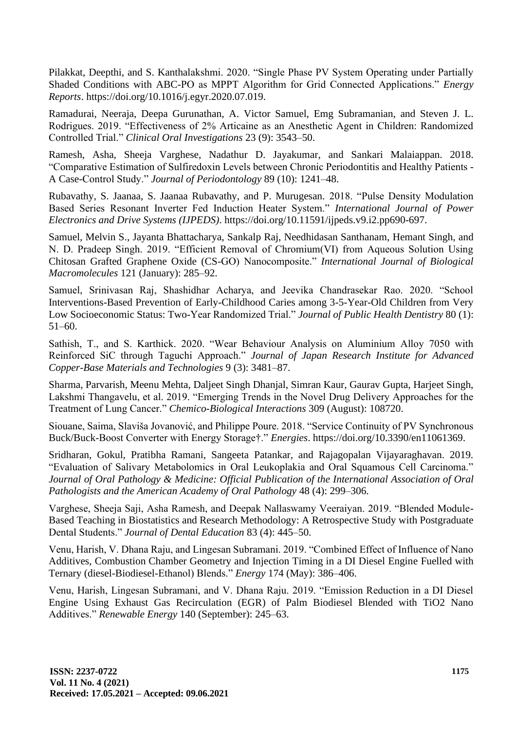Pilakkat, Deepthi, and S. Kanthalakshmi. 2020. "Single Phase PV System Operating under Partially Shaded Conditions with ABC-PO as MPPT Algorithm for Grid Connected Applications." *Energy Reports*. https://doi.org/10.1016/j.egyr.2020.07.019.

Ramadurai, Neeraja, Deepa Gurunathan, A. Victor Samuel, Emg Subramanian, and Steven J. L. Rodrigues. 2019. "Effectiveness of 2% Articaine as an Anesthetic Agent in Children: Randomized Controlled Trial." *Clinical Oral Investigations* 23 (9): 3543–50.

Ramesh, Asha, Sheeja Varghese, Nadathur D. Jayakumar, and Sankari Malaiappan. 2018. "Comparative Estimation of Sulfiredoxin Levels between Chronic Periodontitis and Healthy Patients - A Case-Control Study." *Journal of Periodontology* 89 (10): 1241–48.

Rubavathy, S. Jaanaa, S. Jaanaa Rubavathy, and P. Murugesan. 2018. "Pulse Density Modulation Based Series Resonant Inverter Fed Induction Heater System." *International Journal of Power Electronics and Drive Systems (IJPEDS)*. https://doi.org/10.11591/ijpeds.v9.i2.pp690-697.

Samuel, Melvin S., Jayanta Bhattacharya, Sankalp Raj, Needhidasan Santhanam, Hemant Singh, and N. D. Pradeep Singh. 2019. "Efficient Removal of Chromium(VI) from Aqueous Solution Using Chitosan Grafted Graphene Oxide (CS-GO) Nanocomposite." *International Journal of Biological Macromolecules* 121 (January): 285–92.

Samuel, Srinivasan Raj, Shashidhar Acharya, and Jeevika Chandrasekar Rao. 2020. "School Interventions-Based Prevention of Early-Childhood Caries among 3-5-Year-Old Children from Very Low Socioeconomic Status: Two-Year Randomized Trial." *Journal of Public Health Dentistry* 80 (1): 51–60.

Sathish, T., and S. Karthick. 2020. "Wear Behaviour Analysis on Aluminium Alloy 7050 with Reinforced SiC through Taguchi Approach." *Journal of Japan Research Institute for Advanced Copper-Base Materials and Technologies* 9 (3): 3481–87.

Sharma, Parvarish, Meenu Mehta, Daljeet Singh Dhanjal, Simran Kaur, Gaurav Gupta, Harjeet Singh, Lakshmi Thangavelu, et al. 2019. "Emerging Trends in the Novel Drug Delivery Approaches for the Treatment of Lung Cancer." *Chemico-Biological Interactions* 309 (August): 108720.

Siouane, Saima, Slaviša Jovanović, and Philippe Poure. 2018. "Service Continuity of PV Synchronous Buck/Buck-Boost Converter with Energy Storage†." *Energies*. https://doi.org/10.3390/en11061369.

Sridharan, Gokul, Pratibha Ramani, Sangeeta Patankar, and Rajagopalan Vijayaraghavan. 2019. "Evaluation of Salivary Metabolomics in Oral Leukoplakia and Oral Squamous Cell Carcinoma." *Journal of Oral Pathology & Medicine: Official Publication of the International Association of Oral Pathologists and the American Academy of Oral Pathology* 48 (4): 299–306.

Varghese, Sheeja Saji, Asha Ramesh, and Deepak Nallaswamy Veeraiyan. 2019. "Blended Module-Based Teaching in Biostatistics and Research Methodology: A Retrospective Study with Postgraduate Dental Students." *Journal of Dental Education* 83 (4): 445–50.

Venu, Harish, V. Dhana Raju, and Lingesan Subramani. 2019. "Combined Effect of Influence of Nano Additives, Combustion Chamber Geometry and Injection Timing in a DI Diesel Engine Fuelled with Ternary (diesel-Biodiesel-Ethanol) Blends." *Energy* 174 (May): 386–406.

Venu, Harish, Lingesan Subramani, and V. Dhana Raju. 2019. "Emission Reduction in a DI Diesel Engine Using Exhaust Gas Recirculation (EGR) of Palm Biodiesel Blended with TiO2 Nano Additives." *Renewable Energy* 140 (September): 245–63.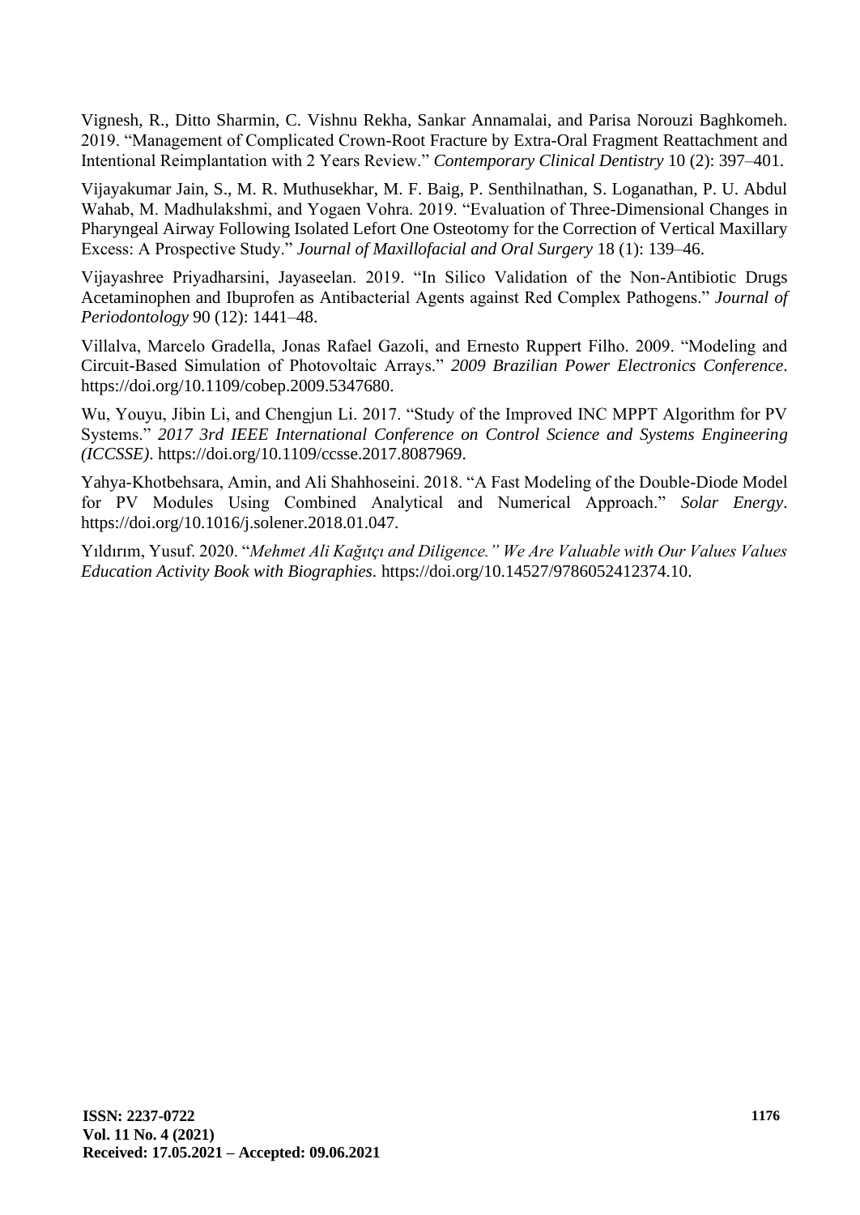Vignesh, R., Ditto Sharmin, C. Vishnu Rekha, Sankar Annamalai, and Parisa Norouzi Baghkomeh. 2019. “Management of Complicated Crown-Root Fracture by Extra-Oral Fragment Reattachment and Intentional Reimplantation with 2 Years Review.” *Contemporary Clinical Dentistry* 10 (2): 397–401.

Vijayakumar Jain, S., M. R. Muthusekhar, M. F. Baig, P. Senthilnathan, S. Loganathan, P. U. Abdul Wahab, M. Madhulakshmi, and Yogaen Vohra. 2019. “Evaluation of Three-Dimensional Changes in Pharyngeal Airway Following Isolated Lefort One Osteotomy for the Correction of Vertical Maxillary Excess: A Prospective Study.” *Journal of Maxillofacial and Oral Surgery* 18 (1): 139–46.

Vijayashree Priyadharsini, Jayaseelan. 2019. “In Silico Validation of the Non-Antibiotic Drugs Acetaminophen and Ibuprofen as Antibacterial Agents against Red Complex Pathogens.” *Journal of Periodontology* 90 (12): 1441–48.

Villalva, Marcelo Gradella, Jonas Rafael Gazoli, and Ernesto Ruppert Filho. 2009. “Modeling and Circuit-Based Simulation of Photovoltaic Arrays.” *2009 Brazilian Power Electronics Conference*. https://doi.org/10.1109/cobep.2009.5347680.

Wu, Youyu, Jibin Li, and Chengjun Li. 2017. “Study of the Improved INC MPPT Algorithm for PV Systems.” *2017 3rd IEEE International Conference on Control Science and Systems Engineering (ICCSSE)*. https://doi.org/10.1109/ccsse.2017.8087969.

Yahya-Khotbehsara, Amin, and Ali Shahhoseini. 2018. “A Fast Modeling of the Double-Diode Model for PV Modules Using Combined Analytical and Numerical Approach.” *Solar Energy*. https://doi.org/10.1016/j.solener.2018.01.047.

Yıldırım, Yusuf. 2020. “*Mehmet Ali Kağıtçı and Diligence.” We Are Valuable with Our Values Values Education Activity Book with Biographies*. https://doi.org/10.14527/9786052412374.10.